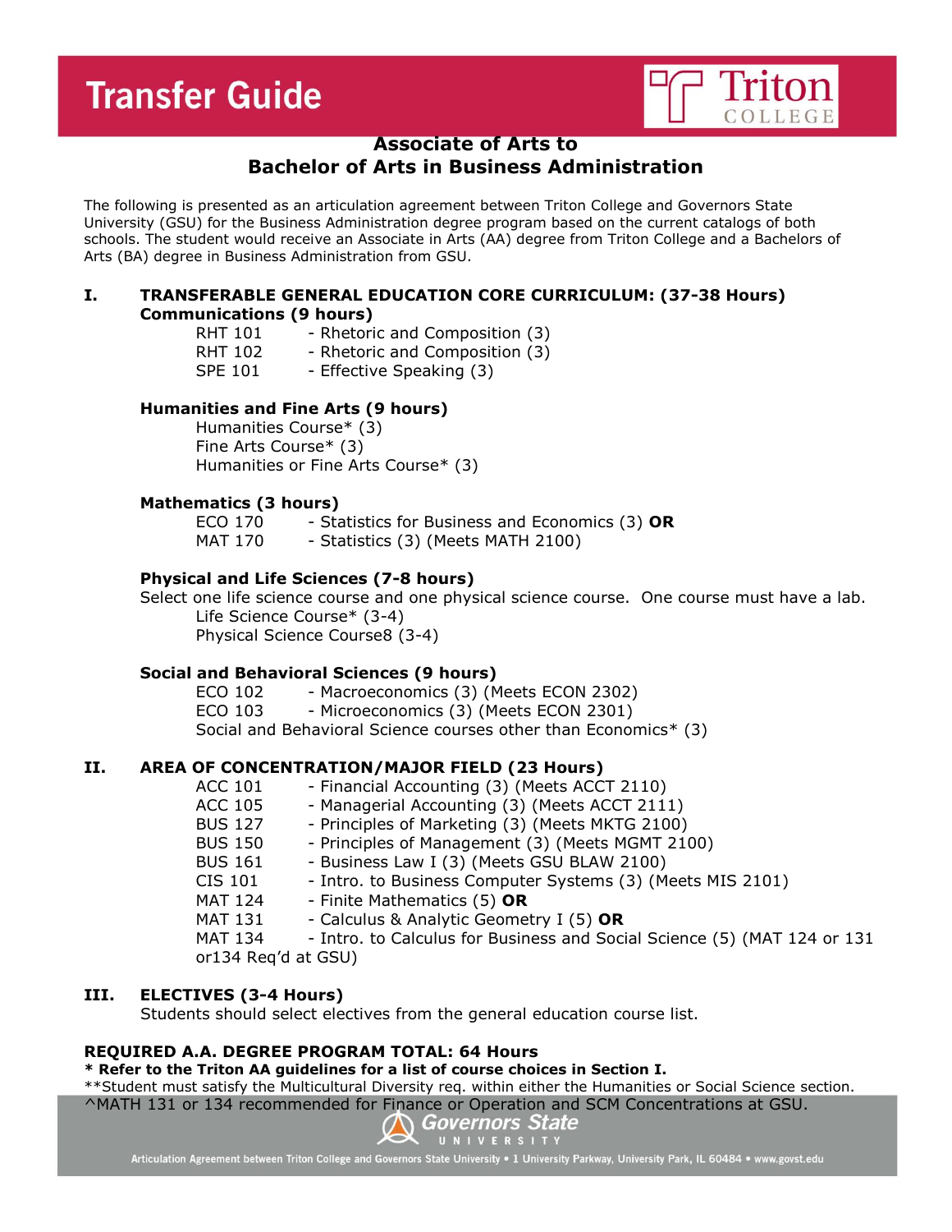# Transfer Guide

Triton COLLEGE

## Associate of Arts to
## Bachelor of Arts in Business Administration

The following is presented as an articulation agreement between Triton College and Governors State University (GSU) for the Business Administration degree program based on the current catalogs of both schools. The student would receive an Associate in Arts (AA) degree from Triton College and a Bachelors of Arts (BA) degree in Business Administration from GSU.

### I. TRANSFERABLE GENERAL EDUCATION CORE CURRICULUM: (37-38 Hours)

**Communications (9 hours)**

RHT 101 - Rhetoric and Composition (3)
RHT 102 - Rhetoric and Composition (3)
SPE 101 - Effective Speaking (3)

**Humanities and Fine Arts (9 hours)**

Humanities Course* (3)
Fine Arts Course* (3)
Humanities or Fine Arts Course* (3)

**Mathematics (3 hours)**

ECO 170 - Statistics for Business and Economics (3) **OR**
MAT 170 - Statistics (3) (Meets MATH 2100)

**Physical and Life Sciences (7-8 hours)**

Select one life science course and one physical science course. One course must have a lab.

Life Science Course* (3-4)
Physical Science Course8 (3-4)

**Social and Behavioral Sciences (9 hours)**

ECO 102 - Macroeconomics (3) (Meets ECON 2302)
ECO 103 - Microeconomics (3) (Meets ECON 2301)
Social and Behavioral Science courses other than Economics* (3)

### II. AREA OF CONCENTRATION/MAJOR FIELD (23 Hours)

ACC 101 - Financial Accounting (3) (Meets ACCT 2110)
ACC 105 - Managerial Accounting (3) (Meets ACCT 2111)
BUS 127 - Principles of Marketing (3) (Meets MKTG 2100)
BUS 150 - Principles of Management (3) (Meets MGMT 2100)
BUS 161 - Business Law I (3) (Meets GSU BLAW 2100)
CIS 101 - Intro. to Business Computer Systems (3) (Meets MIS 2101)
MAT 124 - Finite Mathematics (5) **OR**
MAT 131 - Calculus & Analytic Geometry I (5) **OR**
MAT 134 - Intro. to Calculus for Business and Social Science (5) (MAT 124 or 131 or134 Req'd at GSU)

### III. ELECTIVES (3-4 Hours)

Students should select electives from the general education course list.

**REQUIRED A.A. DEGREE PROGRAM TOTAL: 64 Hours**

**\* Refer to the Triton AA guidelines for a list of course choices in Section I.**

**Student must satisfy the Multicultural Diversity req. within either the Humanities or Social Science section.

^MATH 131 or 134 recommended for Finance or Operation and SCM Concentrations at GSU.

Governors State UNIVERSITY

Articulation Agreement between Triton College and Governors State University • 1 University Parkway, University Park, IL 60484 • www.govst.edu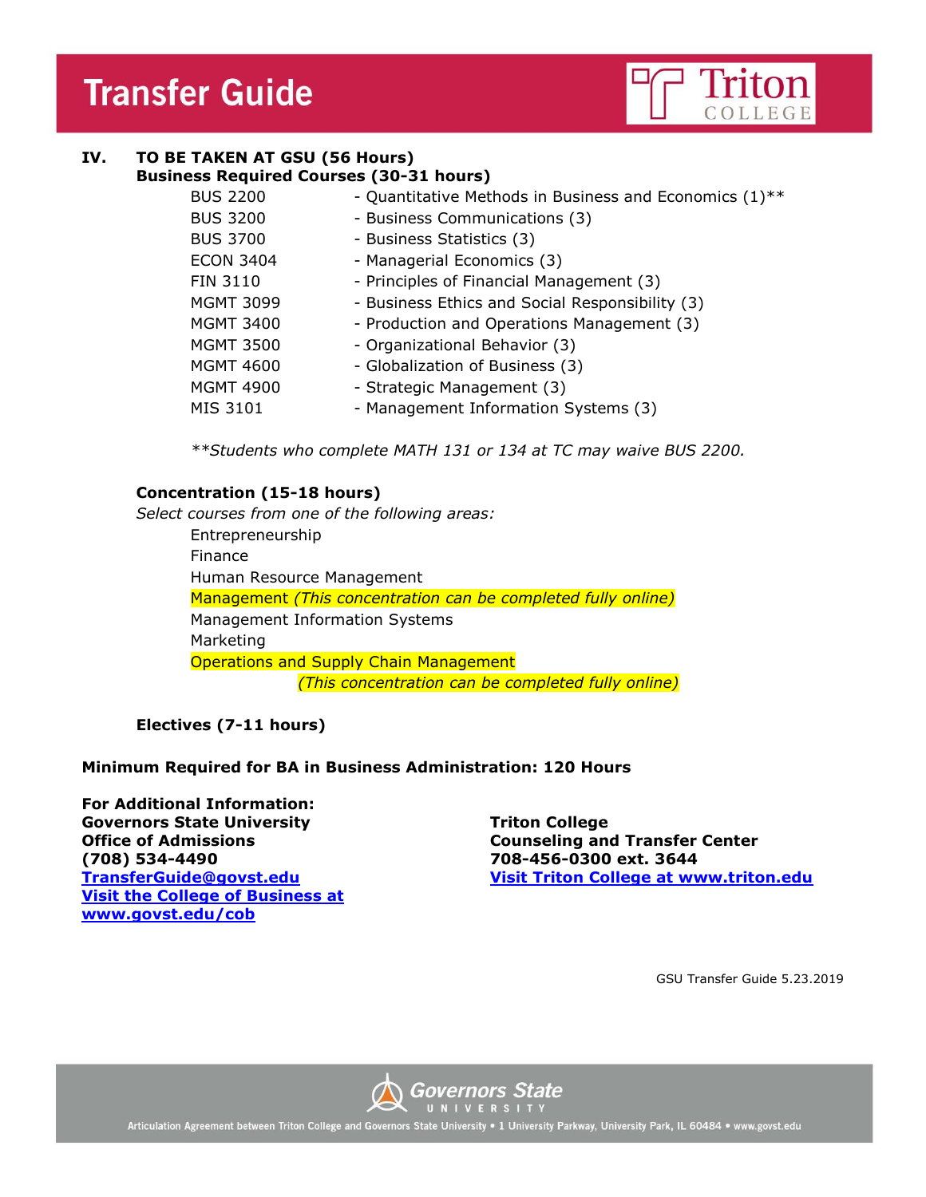# Transfer Guide

## IV. TO BE TAKEN AT GSU (56 Hours)

### Business Required Courses (30-31 hours)

| | |
|---|---|
| BUS 2200 | - Quantitative Methods in Business and Economics (1)** |
| BUS 3200 | - Business Communications (3) |
| BUS 3700 | - Business Statistics (3) |
| ECON 3404 | - Managerial Economics (3) |
| FIN 3110 | - Principles of Financial Management (3) |
| MGMT 3099 | - Business Ethics and Social Responsibility (3) |
| MGMT 3400 | - Production and Operations Management (3) |
| MGMT 3500 | - Organizational Behavior (3) |
| MGMT 4600 | - Globalization of Business (3) |
| MGMT 4900 | - Strategic Management (3) |
| MIS 3101 | - Management Information Systems (3) |

*\*\*Students who complete MATH 131 or 134 at TC may waive BUS 2200.*

### Concentration (15-18 hours)

*Select courses from one of the following areas:*

- Entrepreneurship
- Finance
- Human Resource Management
- Management *(This concentration can be completed fully online)*
- Management Information Systems
- Marketing
- Operations and Supply Chain Management *(This concentration can be completed fully online)*

### Electives (7-11 hours)

**Minimum Required for BA in Business Administration: 120 Hours**

**For Additional Information:**

**Governors State University**
**Office of Admissions**
**(708) 534-4490**
[TransferGuide@govst.edu](mailto:TransferGuide@govst.edu)
[Visit the College of Business at www.govst.edu/cob](http://www.govst.edu/cob)

**Triton College**
**Counseling and Transfer Center**
**708-456-0300 ext. 3644**
[Visit Triton College at www.triton.edu](http://www.triton.edu)

GSU Transfer Guide 5.23.2019

Articulation Agreement between Triton College and Governors State University • 1 University Parkway, University Park, IL 60484 • www.govst.edu